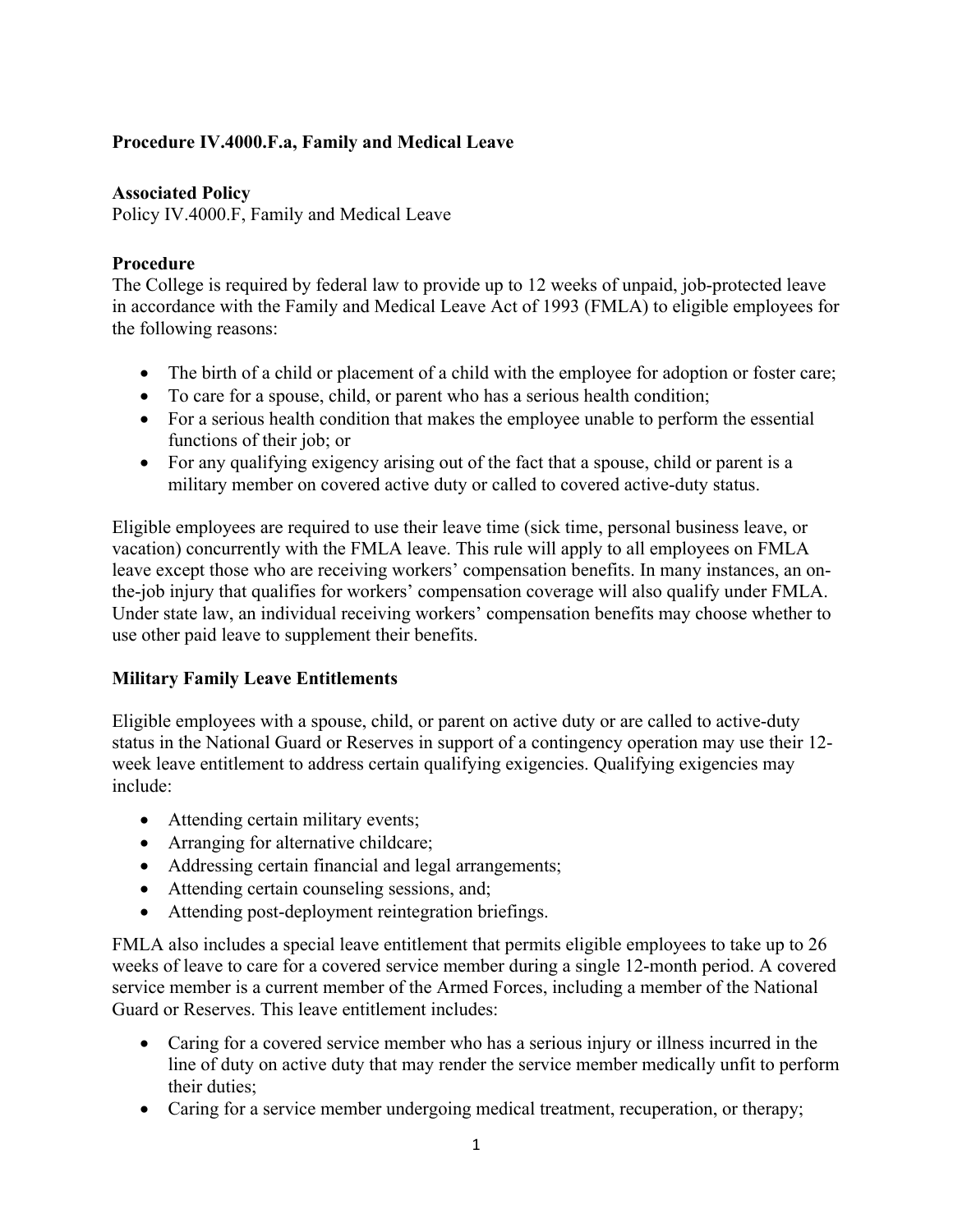**Procedure IV.4000.F.a, Family and Medical Leave**

**Associated Policy**
Policy IV.4000.F, Family and Medical Leave

**Procedure**
The College is required by federal law to provide up to 12 weeks of unpaid, job-protected leave in accordance with the Family and Medical Leave Act of 1993 (FMLA) to eligible employees for the following reasons:

- The birth of a child or placement of a child with the employee for adoption or foster care;
- To care for a spouse, child, or parent who has a serious health condition;
- For a serious health condition that makes the employee unable to perform the essential functions of their job; or
- For any qualifying exigency arising out of the fact that a spouse, child or parent is a military member on covered active duty or called to covered active-duty status.

Eligible employees are required to use their leave time (sick time, personal business leave, or vacation) concurrently with the FMLA leave. This rule will apply to all employees on FMLA leave except those who are receiving workers' compensation benefits. In many instances, an on-the-job injury that qualifies for workers' compensation coverage will also qualify under FMLA. Under state law, an individual receiving workers' compensation benefits may choose whether to use other paid leave to supplement their benefits.

**Military Family Leave Entitlements**

Eligible employees with a spouse, child, or parent on active duty or are called to active-duty status in the National Guard or Reserves in support of a contingency operation may use their 12-week leave entitlement to address certain qualifying exigencies. Qualifying exigencies may include:

- Attending certain military events;
- Arranging for alternative childcare;
- Addressing certain financial and legal arrangements;
- Attending certain counseling sessions, and;
- Attending post-deployment reintegration briefings.

FMLA also includes a special leave entitlement that permits eligible employees to take up to 26 weeks of leave to care for a covered service member during a single 12-month period. A covered service member is a current member of the Armed Forces, including a member of the National Guard or Reserves. This leave entitlement includes:

- Caring for a covered service member who has a serious injury or illness incurred in the line of duty on active duty that may render the service member medically unfit to perform their duties;
- Caring for a service member undergoing medical treatment, recuperation, or therapy;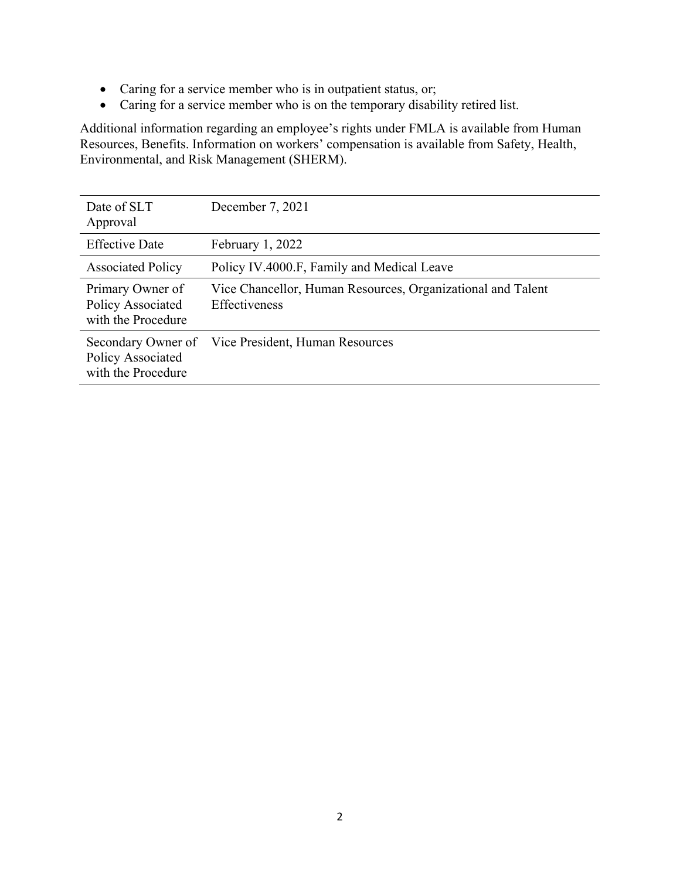- Caring for a service member who is in outpatient status, or;
- Caring for a service member who is on the temporary disability retired list.

Additional information regarding an employee's rights under FMLA is available from Human Resources, Benefits. Information on workers' compensation is available from Safety, Health, Environmental, and Risk Management (SHERM).

| | |
|---|---|
| Date of SLT Approval | December 7, 2021 |
| Effective Date | February 1, 2022 |
| Associated Policy | Policy IV.4000.F, Family and Medical Leave |
| Primary Owner of Policy Associated with the Procedure | Vice Chancellor, Human Resources, Organizational and Talent Effectiveness |
| Secondary Owner of Policy Associated with the Procedure | Vice President, Human Resources |